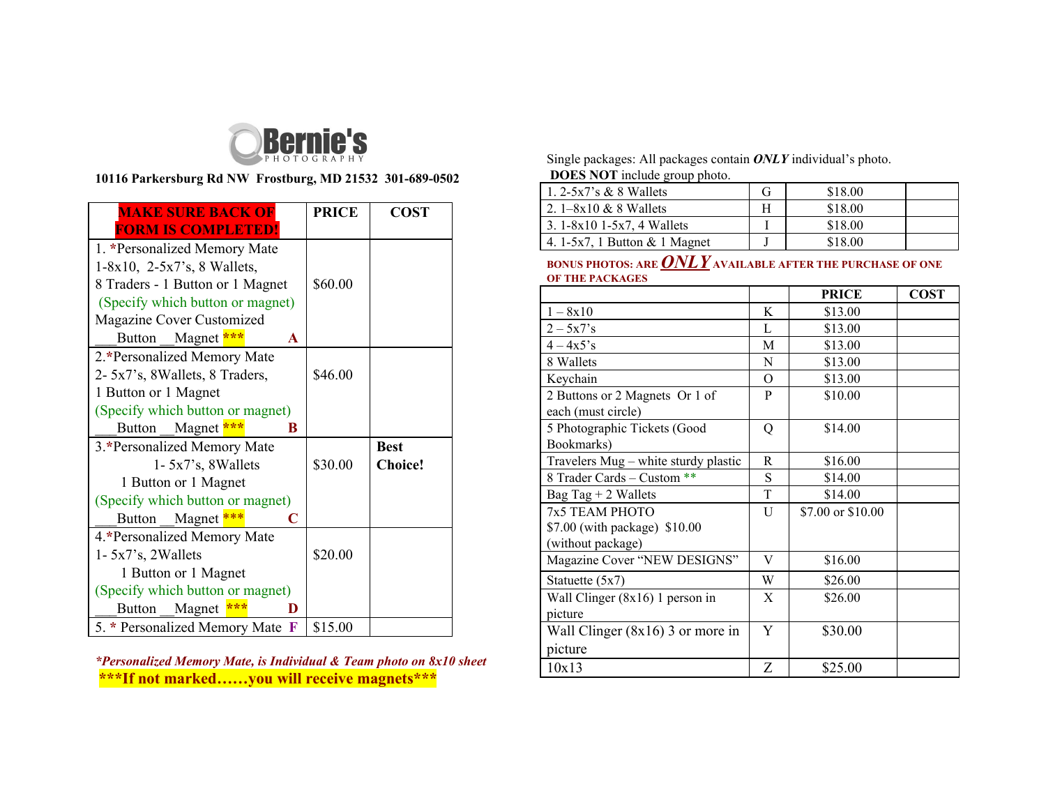# Bernie's PHOTOGRAPHY

**10116 Parkersburg Rd NW Frostburg, MD 21532 301-689-0502**

| **MAKE SURE BACK OF FORM IS COMPLETED!** | **PRICE** | **COST** |
|---|---|---|
| 1. *Personalized Memory Mate 1-8x10, 2-5x7's, 8 Wallets, 8 Traders - 1 Button or 1 Magnet (Specify which button or magnet) Magazine Cover Customized ___Button __Magnet *** **A** | $60.00 | |
| 2.*Personalized Memory Mate 2- 5x7's, 8Wallets, 8 Traders, 1 Button or 1 Magnet (Specify which button or magnet) ___Button __Magnet *** **B** | $46.00 | |
| 3.*Personalized Memory Mate 1- 5x7's, 8Wallets 1 Button or 1 Magnet (Specify which button or magnet) ___Button __Magnet *** **C** | $30.00 | **Best Choice!** |
| 4.*Personalized Memory Mate 1- 5x7's, 2Wallets 1 Button or 1 Magnet (Specify which button or magnet) ___Button __Magnet *** **D** | $20.00 | |
| 5. * Personalized Memory Mate **F** | $15.00 | |

***Personalized Memory Mate, is Individual & Team photo on 8x10 sheet***

**\*\*\*If not marked……you will receive magnets\*\*\***

Single packages: All packages contain ***ONLY*** individual's photo. **DOES NOT** include group photo.

| | | | |
|---|---|---|---|
| 1. 2-5x7's & 8 Wallets | G | $18.00 | |
| 2. 1–8x10 & 8 Wallets | H | $18.00 | |
| 3. 1-8x10 1-5x7, 4 Wallets | I | $18.00 | |
| 4. 1-5x7, 1 Button & 1 Magnet | J | $18.00 | |

**BONUS PHOTOS: ARE *ONLY* AVAILABLE AFTER THE PURCHASE OF ONE OF THE PACKAGES**

| | | **PRICE** | **COST** |
|---|---|---|---|
| 1 – 8x10 | K | $13.00 | |
| 2 – 5x7's | L | $13.00 | |
| 4 – 4x5's | M | $13.00 | |
| 8 Wallets | N | $13.00 | |
| Keychain | O | $13.00 | |
| 2 Buttons or 2 Magnets Or 1 of each (must circle) | P | $10.00 | |
| 5 Photographic Tickets (Good Bookmarks) | Q | $14.00 | |
| Travelers Mug – white sturdy plastic | R | $16.00 | |
| 8 Trader Cards – Custom ** | S | $14.00 | |
| Bag Tag + 2 Wallets | T | $14.00 | |
| 7x5 TEAM PHOTO $7.00 (with package) $10.00 (without package) | U | $7.00 or $10.00 | |
| Magazine Cover "NEW DESIGNS" | V | $16.00 | |
| Statuette (5x7) | W | $26.00 | |
| Wall Clinger (8x16) 1 person in picture | X | $26.00 | |
| Wall Clinger (8x16) 3 or more in picture | Y | $30.00 | |
| 10x13 | Z | $25.00 | |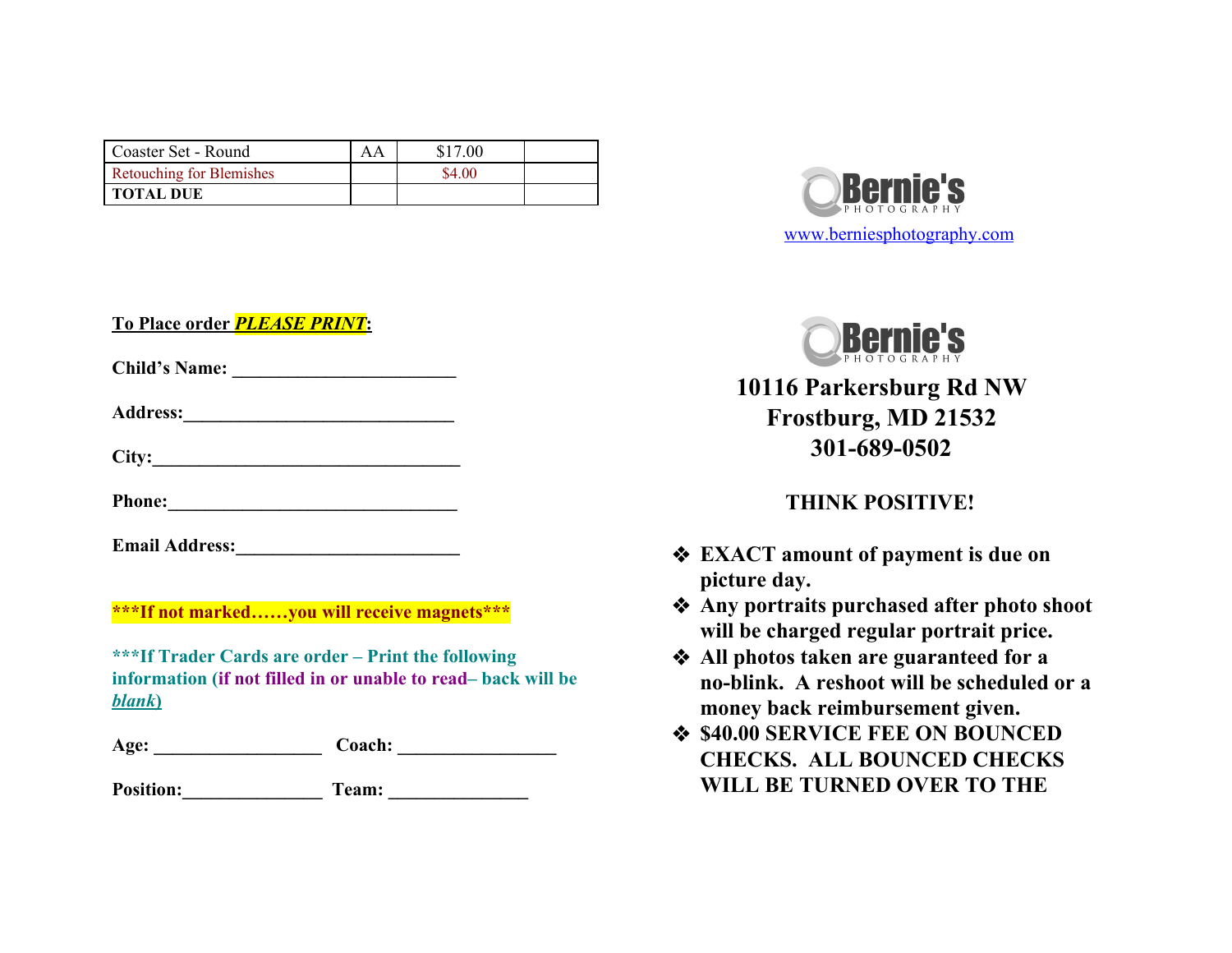| Coaster Set - Round | AA | $17.00 | |
|---|---|---|---|
| Retouching for Blemishes | | $4.00 | |
| **TOTAL DUE** | | | |

**To Place order *PLEASE PRINT*:**

**Child's Name: ________________________**

**Address:_____________________________**

**City:_________________________________**

**Phone:_______________________________**

**Email Address:________________________**

**\*\*\*If not marked……you will receive magnets\*\*\***

**\*\*\*If Trader Cards are order – Print the following information (if not filled in or unable to read– back will be *blank*)**

**Age: __________________ Coach: _________________**

**Position:_______________ Team: _______________**

Bernie's PHOTOGRAPHY

www.berniesphotography.com

Bernie's PHOTOGRAPHY

**10116 Parkersburg Rd NW**
**Frostburg, MD 21532**
**301-689-0502**

**THINK POSITIVE!**

- **EXACT amount of payment is due on picture day.**
- **Any portraits purchased after photo shoot will be charged regular portrait price.**
- **All photos taken are guaranteed for a no-blink. A reshoot will be scheduled or a money back reimbursement given.**
- **$40.00 SERVICE FEE ON BOUNCED CHECKS. ALL BOUNCED CHECKS WILL BE TURNED OVER TO THE**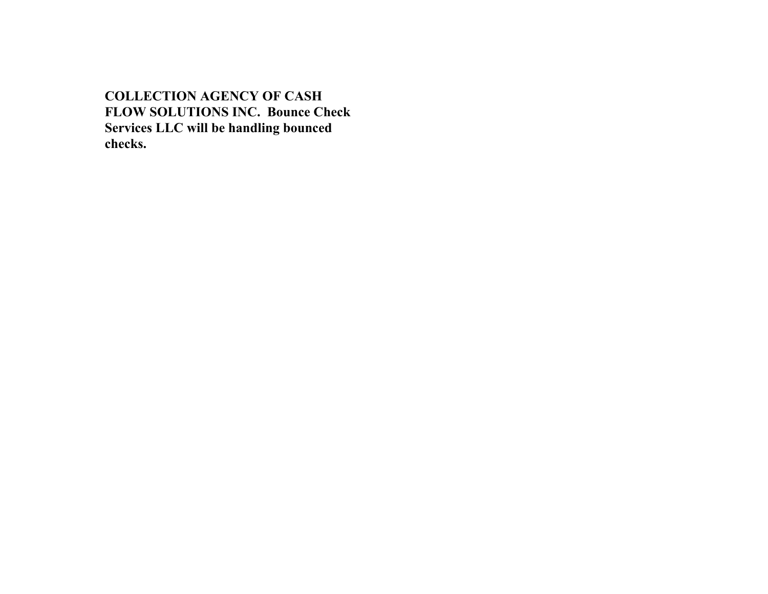**COLLECTION AGENCY OF CASH FLOW SOLUTIONS INC. Bounce Check Services LLC will be handling bounced checks.**